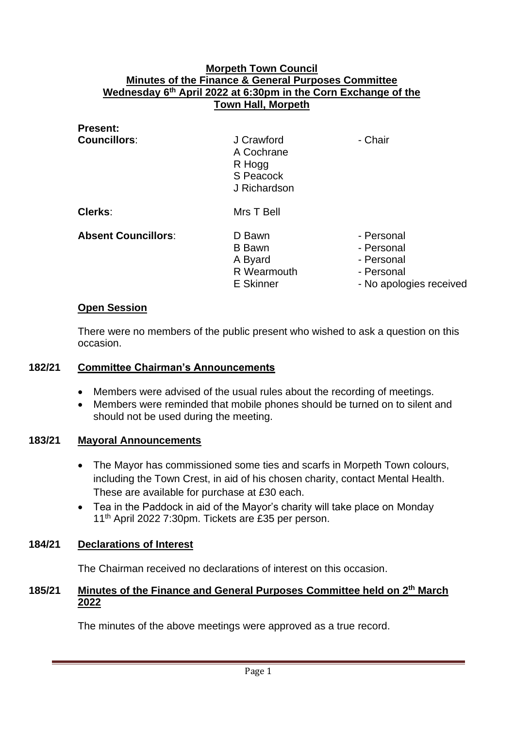**Morpeth Town Council**
**Minutes of the Finance & General Purposes Committee**
**Wednesday 6th April 2022 at 6:30pm in the Corn Exchange of the Town Hall, Morpeth**

**Present:**

| | | |
|---|---|---|
| **Councillors**: | J Crawford | - Chair |
| | A Cochrane | |
| | R Hogg | |
| | S Peacock | |
| | J Richardson | |
| **Clerks**: | Mrs T Bell | |
| **Absent Councillors**: | D Bawn | - Personal |
| | B Bawn | - Personal |
| | A Byard | - Personal |
| | R Wearmouth | - Personal |
| | E Skinner | - No apologies received |

## Open Session

There were no members of the public present who wished to ask a question on this occasion.

## 182/21 Committee Chairman's Announcements

- Members were advised of the usual rules about the recording of meetings.
- Members were reminded that mobile phones should be turned on to silent and should not be used during the meeting.

## 183/21 Mayoral Announcements

- The Mayor has commissioned some ties and scarfs in Morpeth Town colours, including the Town Crest, in aid of his chosen charity, contact Mental Health. These are available for purchase at £30 each.
- Tea in the Paddock in aid of the Mayor's charity will take place on Monday 11th April 2022 7:30pm. Tickets are £35 per person.

## 184/21 Declarations of Interest

The Chairman received no declarations of interest on this occasion.

## 185/21 Minutes of the Finance and General Purposes Committee held on 2th March 2022

The minutes of the above meetings were approved as a true record.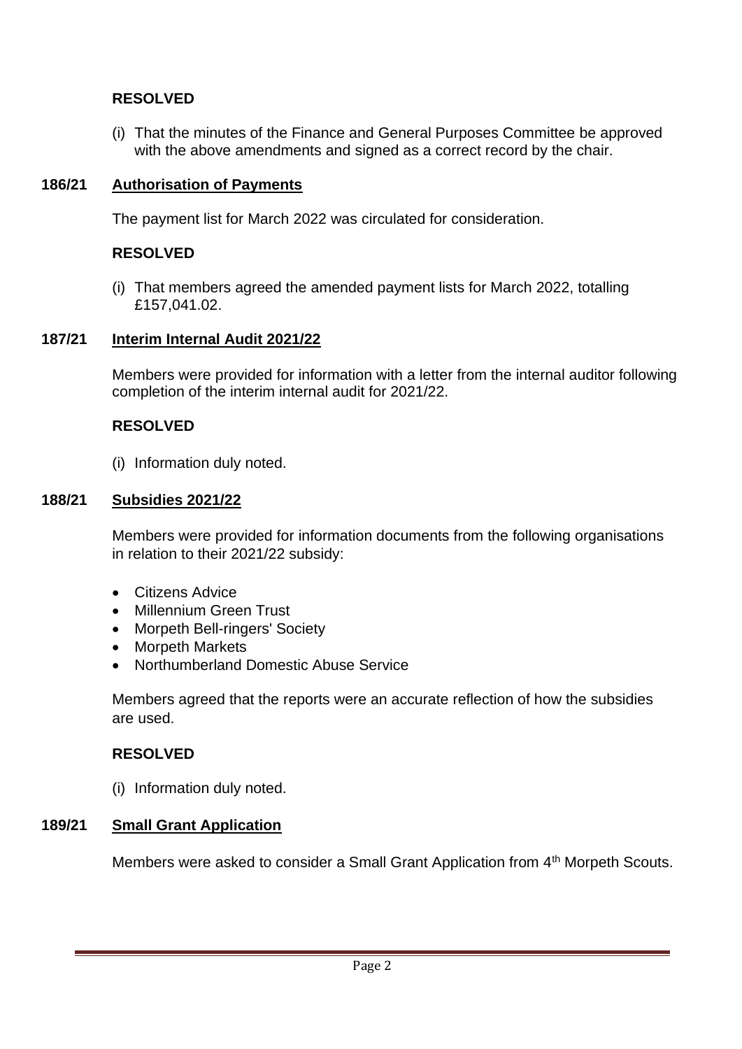**RESOLVED**

(i) That the minutes of the Finance and General Purposes Committee be approved with the above amendments and signed as a correct record by the chair.

**186/21 Authorisation of Payments**

The payment list for March 2022 was circulated for consideration.

**RESOLVED**

(i) That members agreed the amended payment lists for March 2022, totalling £157,041.02.

**187/21 Interim Internal Audit 2021/22**

Members were provided for information with a letter from the internal auditor following completion of the interim internal audit for 2021/22.

**RESOLVED**

(i) Information duly noted.

**188/21 Subsidies 2021/22**

Members were provided for information documents from the following organisations in relation to their 2021/22 subsidy:

- Citizens Advice
- Millennium Green Trust
- Morpeth Bell-ringers' Society
- Morpeth Markets
- Northumberland Domestic Abuse Service

Members agreed that the reports were an accurate reflection of how the subsidies are used.

**RESOLVED**

(i) Information duly noted.

**189/21 Small Grant Application**

Members were asked to consider a Small Grant Application from 4th Morpeth Scouts.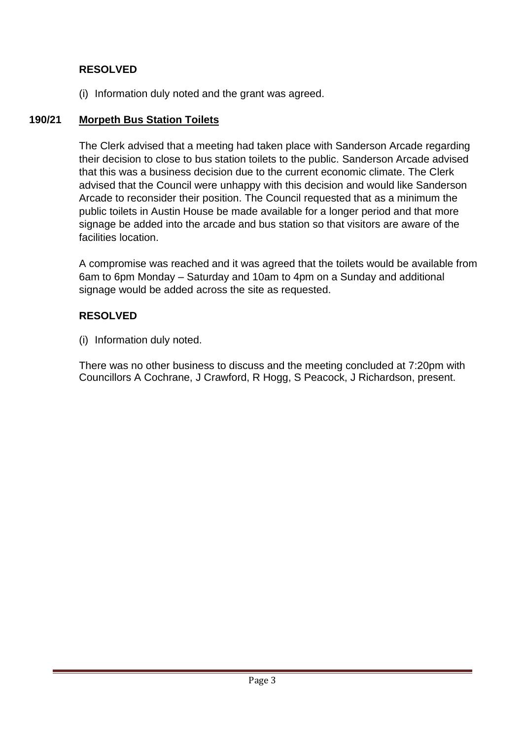**RESOLVED**

(i) Information duly noted and the grant was agreed.

**190/21 Morpeth Bus Station Toilets**

The Clerk advised that a meeting had taken place with Sanderson Arcade regarding their decision to close to bus station toilets to the public. Sanderson Arcade advised that this was a business decision due to the current economic climate. The Clerk advised that the Council were unhappy with this decision and would like Sanderson Arcade to reconsider their position. The Council requested that as a minimum the public toilets in Austin House be made available for a longer period and that more signage be added into the arcade and bus station so that visitors are aware of the facilities location.

A compromise was reached and it was agreed that the toilets would be available from 6am to 6pm Monday – Saturday and 10am to 4pm on a Sunday and additional signage would be added across the site as requested.

**RESOLVED**

(i) Information duly noted.

There was no other business to discuss and the meeting concluded at 7:20pm with Councillors A Cochrane, J Crawford, R Hogg, S Peacock, J Richardson, present.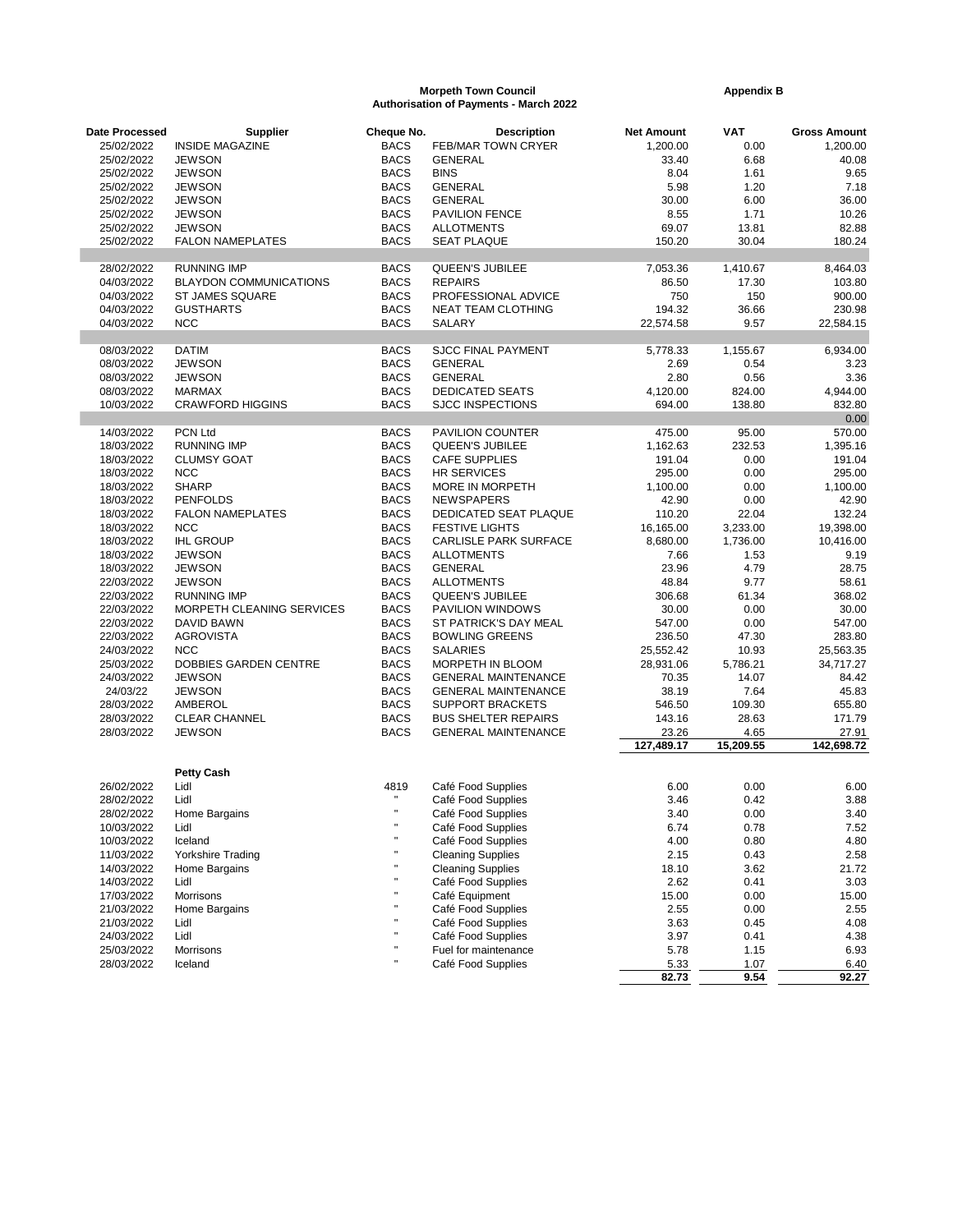**Morpeth Town Council**
**Authorisation of Payments - March 2022**

**Appendix B**

| Date Processed | Supplier | Cheque No. | Description | Net Amount | VAT | Gross Amount |
|---|---|---|---|---|---|---|
| 25/02/2022 | INSIDE MAGAZINE | BACS | FEB/MAR TOWN CRYER | 1,200.00 | 0.00 | 1,200.00 |
| 25/02/2022 | JEWSON | BACS | GENERAL | 33.40 | 6.68 | 40.08 |
| 25/02/2022 | JEWSON | BACS | BINS | 8.04 | 1.61 | 9.65 |
| 25/02/2022 | JEWSON | BACS | GENERAL | 5.98 | 1.20 | 7.18 |
| 25/02/2022 | JEWSON | BACS | GENERAL | 30.00 | 6.00 | 36.00 |
| 25/02/2022 | JEWSON | BACS | PAVILION FENCE | 8.55 | 1.71 | 10.26 |
| 25/02/2022 | JEWSON | BACS | ALLOTMENTS | 69.07 | 13.81 | 82.88 |
| 25/02/2022 | FALON NAMEPLATES | BACS | SEAT PLAQUE | 150.20 | 30.04 | 180.24 |
| | | | | | | |
| 28/02/2022 | RUNNING IMP | BACS | QUEEN'S JUBILEE | 7,053.36 | 1,410.67 | 8,464.03 |
| 04/03/2022 | BLAYDON COMMUNICATIONS | BACS | REPAIRS | 86.50 | 17.30 | 103.80 |
| 04/03/2022 | ST JAMES SQUARE | BACS | PROFESSIONAL ADVICE | 750 | 150 | 900.00 |
| 04/03/2022 | GUSTHARTS | BACS | NEAT TEAM CLOTHING | 194.32 | 36.66 | 230.98 |
| 04/03/2022 | NCC | BACS | SALARY | 22,574.58 | 9.57 | 22,584.15 |
| | | | | | | |
| 08/03/2022 | DATIM | BACS | SJCC FINAL PAYMENT | 5,778.33 | 1,155.67 | 6,934.00 |
| 08/03/2022 | JEWSON | BACS | GENERAL | 2.69 | 0.54 | 3.23 |
| 08/03/2022 | JEWSON | BACS | GENERAL | 2.80 | 0.56 | 3.36 |
| 08/03/2022 | MARMAX | BACS | DEDICATED SEATS | 4,120.00 | 824.00 | 4,944.00 |
| 10/03/2022 | CRAWFORD HIGGINS | BACS | SJCC INSPECTIONS | 694.00 | 138.80 | 832.80 |
| | | | | | | 0.00 |
| 14/03/2022 | PCN Ltd | BACS | PAVILION COUNTER | 475.00 | 95.00 | 570.00 |
| 18/03/2022 | RUNNING IMP | BACS | QUEEN'S JUBILEE | 1,162.63 | 232.53 | 1,395.16 |
| 18/03/2022 | CLUMSY GOAT | BACS | CAFE SUPPLIES | 191.04 | 0.00 | 191.04 |
| 18/03/2022 | NCC | BACS | HR SERVICES | 295.00 | 0.00 | 295.00 |
| 18/03/2022 | SHARP | BACS | MORE IN MORPETH | 1,100.00 | 0.00 | 1,100.00 |
| 18/03/2022 | PENFOLDS | BACS | NEWSPAPERS | 42.90 | 0.00 | 42.90 |
| 18/03/2022 | FALON NAMEPLATES | BACS | DEDICATED SEAT PLAQUE | 110.20 | 22.04 | 132.24 |
| 18/03/2022 | NCC | BACS | FESTIVE LIGHTS | 16,165.00 | 3,233.00 | 19,398.00 |
| 18/03/2022 | IHL GROUP | BACS | CARLISLE PARK SURFACE | 8,680.00 | 1,736.00 | 10,416.00 |
| 18/03/2022 | JEWSON | BACS | ALLOTMENTS | 7.66 | 1.53 | 9.19 |
| 18/03/2022 | JEWSON | BACS | GENERAL | 23.96 | 4.79 | 28.75 |
| 22/03/2022 | JEWSON | BACS | ALLOTMENTS | 48.84 | 9.77 | 58.61 |
| 22/03/2022 | RUNNING IMP | BACS | QUEEN'S JUBILEE | 306.68 | 61.34 | 368.02 |
| 22/03/2022 | MORPETH CLEANING SERVICES | BACS | PAVILION WINDOWS | 30.00 | 0.00 | 30.00 |
| 22/03/2022 | DAVID BAWN | BACS | ST PATRICK'S DAY MEAL | 547.00 | 0.00 | 547.00 |
| 22/03/2022 | AGROVISTA | BACS | BOWLING GREENS | 236.50 | 47.30 | 283.80 |
| 24/03/2022 | NCC | BACS | SALARIES | 25,552.42 | 10.93 | 25,563.35 |
| 25/03/2022 | DOBBIES GARDEN CENTRE | BACS | MORPETH IN BLOOM | 28,931.06 | 5,786.21 | 34,717.27 |
| 24/03/2022 | JEWSON | BACS | GENERAL MAINTENANCE | 70.35 | 14.07 | 84.42 |
| 24/03/22 | JEWSON | BACS | GENERAL MAINTENANCE | 38.19 | 7.64 | 45.83 |
| 28/03/2022 | AMBEROL | BACS | SUPPORT BRACKETS | 546.50 | 109.30 | 655.80 |
| 28/03/2022 | CLEAR CHANNEL | BACS | BUS SHELTER REPAIRS | 143.16 | 28.63 | 171.79 |
| 28/03/2022 | JEWSON | BACS | GENERAL MAINTENANCE | 23.26 | 4.65 | 27.91 |
| | | | | **127,489.17** | **15,209.55** | **142,698.72** |

| Date Processed | Supplier | Cheque No. | Description | Net Amount | VAT | Gross Amount |
|---|---|---|---|---|---|---|
| | **Petty Cash** | | | | | |
| 26/02/2022 | Lidl | 4819 | Café Food Supplies | 6.00 | 0.00 | 6.00 |
| 28/02/2022 | Lidl | " | Café Food Supplies | 3.46 | 0.42 | 3.88 |
| 28/02/2022 | Home Bargains | " | Café Food Supplies | 3.40 | 0.00 | 3.40 |
| 10/03/2022 | Lidl | " | Café Food Supplies | 6.74 | 0.78 | 7.52 |
| 10/03/2022 | Iceland | " | Café Food Supplies | 4.00 | 0.80 | 4.80 |
| 11/03/2022 | Yorkshire Trading | " | Cleaning Supplies | 2.15 | 0.43 | 2.58 |
| 14/03/2022 | Home Bargains | " | Cleaning Supplies | 18.10 | 3.62 | 21.72 |
| 14/03/2022 | Lidl | " | Café Food Supplies | 2.62 | 0.41 | 3.03 |
| 17/03/2022 | Morrisons | " | Café Equipment | 15.00 | 0.00 | 15.00 |
| 21/03/2022 | Home Bargains | " | Café Food Supplies | 2.55 | 0.00 | 2.55 |
| 21/03/2022 | Lidl | " | Café Food Supplies | 3.63 | 0.45 | 4.08 |
| 24/03/2022 | Lidl | " | Café Food Supplies | 3.97 | 0.41 | 4.38 |
| 25/03/2022 | Morrisons | " | Fuel for maintenance | 5.78 | 1.15 | 6.93 |
| 28/03/2022 | Iceland | " | Café Food Supplies | 5.33 | 1.07 | 6.40 |
| | | | | **82.73** | **9.54** | **92.27** |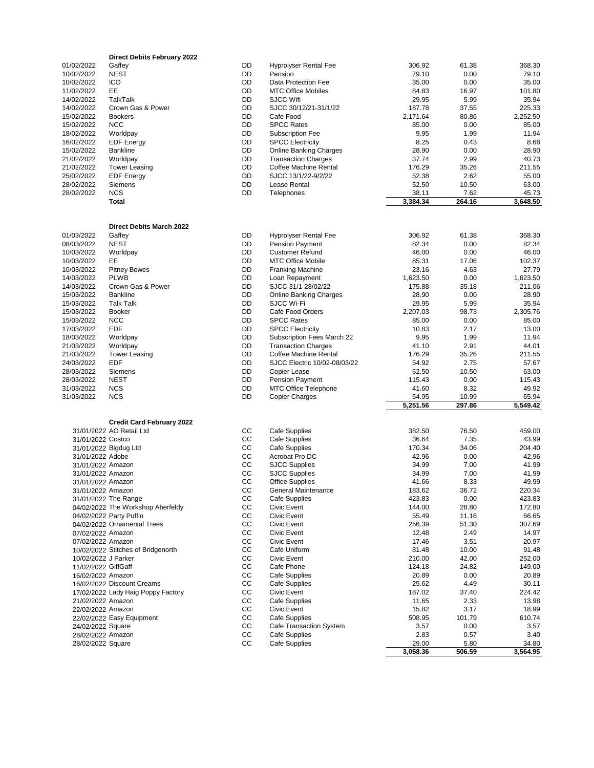**Direct Debits February 2022**

| Date | Supplier | Type | Description | Net | VAT | Gross |
|---|---|---|---|---|---|---|
| 01/02/2022 | Gaffey | DD | Hyprolyser Rental Fee | 306.92 | 61.38 | 368.30 |
| 10/02/2022 | NEST | DD | Pension | 79.10 | 0.00 | 79.10 |
| 10/02/2022 | ICO | DD | Data Protection Fee | 35.00 | 0.00 | 35.00 |
| 11/02/2022 | EE | DD | MTC Office Mobiles | 84.83 | 16.97 | 101.80 |
| 14/02/2022 | TalkTalk | DD | SJCC Wifi | 29.95 | 5.99 | 35.94 |
| 14/02/2022 | Crown Gas & Power | DD | SJCC 30/12/21-31/1/22 | 187.78 | 37.55 | 225.33 |
| 15/02/2022 | Bookers | DD | Cafe Food | 2,171.64 | 80.86 | 2,252.50 |
| 15/02/2022 | NCC | DD | SPCC Rates | 85.00 | 0.00 | 85.00 |
| 18/02/2022 | Worldpay | DD | Subscription Fee | 9.95 | 1.99 | 11.94 |
| 16/02/2022 | EDF Energy | DD | SPCC Electricity | 8.25 | 0.43 | 8.68 |
| 15/02/2022 | Bankline | DD | Online Banking Charges | 28.90 | 0.00 | 28.90 |
| 21/02/2022 | Worldpay | DD | Transaction Charges | 37.74 | 2.99 | 40.73 |
| 21/02/2022 | Tower Leasing | DD | Coffee Machine Rental | 176.29 | 35.26 | 211.55 |
| 25/02/2022 | EDF Energy | DD | SJCC 13/1/22-9/2/22 | 52.38 | 2.62 | 55.00 |
| 28/02/2022 | Siemens | DD | Lease Rental | 52.50 | 10.50 | 63.00 |
| 28/02/2022 | NCS | DD | Telephones | 38.11 | 7.62 | 45.73 |
| | **Total** | | | **3,384.34** | **264.16** | **3,648.50** |

**Direct Debits March 2022**

| Date | Supplier | Type | Description | Net | VAT | Gross |
|---|---|---|---|---|---|---|
| 01/03/2022 | Gaffey | DD | Hyprolyser Rental Fee | 306.92 | 61.38 | 368.30 |
| 08/03/2022 | NEST | DD | Pension Payment | 82.34 | 0.00 | 82.34 |
| 10/03/2022 | Worldpay | DD | Customer Refund | 46.00 | 0.00 | 46.00 |
| 10/03/2022 | EE | DD | MTC Office Mobile | 85.31 | 17.06 | 102.37 |
| 10/03/2022 | Pitney Bowes | DD | Franking Machine | 23.16 | 4.63 | 27.79 |
| 14/03/2022 | PLWB | DD | Loan Repayment | 1,623.50 | 0.00 | 1,623.50 |
| 14/03/2022 | Crown Gas & Power | DD | SJCC 31/1-28/02/22 | 175.88 | 35.18 | 211.06 |
| 15/03/2022 | Bankline | DD | Online Banking Charges | 28.90 | 0.00 | 28.90 |
| 15/03/2022 | Talk Talk | DD | SJCC Wi-Fi | 29.95 | 5.99 | 35.94 |
| 15/03/2022 | Booker | DD | Café Food Orders | 2,207.03 | 98.73 | 2,305.76 |
| 15/03/2022 | NCC | DD | SPCC Rates | 85.00 | 0.00 | 85.00 |
| 17/03/2022 | EDF | DD | SPCC Electricity | 10.83 | 2.17 | 13.00 |
| 18/03/2022 | Worldpay | DD | Subscription Fees March 22 | 9.95 | 1.99 | 11.94 |
| 21/03/2022 | Worldpay | DD | Transaction Charges | 41.10 | 2.91 | 44.01 |
| 21/03/2022 | Tower Leasing | DD | Coffee Machine Rental | 176.29 | 35.26 | 211.55 |
| 24/03/2022 | EDF | DD | SJCC Electric 10/02-08/03/22 | 54.92 | 2.75 | 57.67 |
| 28/03/2022 | Siemens | DD | Copier Lease | 52.50 | 10.50 | 63.00 |
| 28/03/2022 | NEST | DD | Pension Payment | 115.43 | 0.00 | 115.43 |
| 31/03/2022 | NCS | DD | MTC Office Telephone | 41.60 | 8.32 | 49.92 |
| 31/03/2022 | NCS | DD | Copier Charges | 54.95 | 10.99 | 65.94 |
| | | | | **5,251.56** | **297.86** | **5,549.42** |

**Credit Card February 2022**

| Date | Supplier | Type | Description | Net | VAT | Gross |
|---|---|---|---|---|---|---|
| 31/01/2022 | AO Retail Ltd | CC | Cafe Supplies | 382.50 | 76.50 | 459.00 |
| 31/01/2022 | Costco | CC | Cafe Supplies | 36.64 | 7.35 | 43.99 |
| 31/01/2022 | Bigdug Ltd | CC | Cafe Supplies | 170.34 | 34.06 | 204.40 |
| 31/01/2022 | Adobe | CC | Acrobat Pro DC | 42.96 | 0.00 | 42.96 |
| 31/01/2022 | Amazon | CC | SJCC Supplies | 34.99 | 7.00 | 41.99 |
| 31/01/2022 | Amazon | CC | SJCC Supplies | 34.99 | 7.00 | 41.99 |
| 31/01/2022 | Amazon | CC | Office Supplies | 41.66 | 8.33 | 49.99 |
| 31/01/2022 | Amazon | CC | General Maintenance | 183.62 | 36.72 | 220.34 |
| 31/01/2022 | The Range | CC | Cafe Supplies | 423.83 | 0.00 | 423.83 |
| 04/02/2022 | The Workshop Aberfeldy | CC | Civic Event | 144.00 | 28.80 | 172.80 |
| 04/02/2022 | Party Puffin | CC | Civic Event | 55.49 | 11.16 | 66.65 |
| 04/02/2022 | Ornamental Trees | CC | Civic Event | 256.39 | 51.30 | 307.69 |
| 07/02/2022 | Amazon | CC | Civic Event | 12.48 | 2.49 | 14.97 |
| 07/02/2022 | Amazon | CC | Civic Event | 17.46 | 3.51 | 20.97 |
| 10/02/2022 | Stitches of Bridgenorth | CC | Cafe Uniform | 81.48 | 10.00 | 91.48 |
| 10/02/2022 | J Parker | CC | Civic Event | 210.00 | 42.00 | 252.00 |
| 11/02/2022 | GiffGaff | CC | Cafe Phone | 124.18 | 24.82 | 149.00 |
| 16/02/2022 | Amazon | CC | Cafe Supplies | 20.89 | 0.00 | 20.89 |
| 16/02/2022 | Discount Creams | CC | Cafe Supplies | 25.62 | 4.49 | 30.11 |
| 17/02/2022 | Lady Haig Poppy Factory | CC | Civic Event | 187.02 | 37.40 | 224.42 |
| 21/02/2022 | Amazon | CC | Cafe Supplies | 11.65 | 2.33 | 13.98 |
| 22/02/2022 | Amazon | CC | Civic Event | 15.82 | 3.17 | 18.99 |
| 22/02/2022 | Easy Equipment | CC | Cafe Supplies | 508.95 | 101.79 | 610.74 |
| 24/02/2022 | Square | CC | Cafe Transaction System | 3.57 | 0.00 | 3.57 |
| 28/02/2022 | Amazon | CC | Cafe Supplies | 2.83 | 0.57 | 3.40 |
| 28/02/2022 | Square | CC | Cafe Supplies | 29.00 | 5.80 | 34.80 |
| | | | | **3,058.36** | **506.59** | **3,564.95** |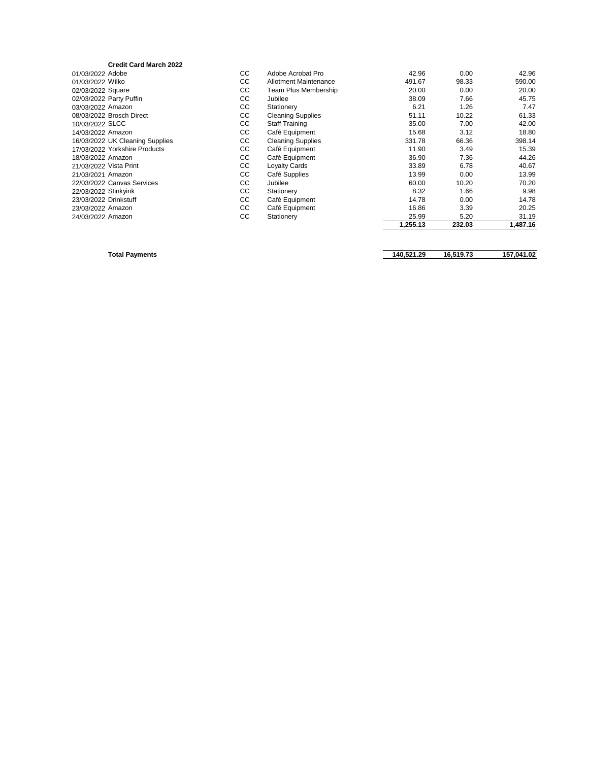**Credit Card March 2022**

| | | | | | | |
|---|---|---|---|---|---|---|
| 01/03/2022 | Adobe | CC | Adobe Acrobat Pro | 42.96 | 0.00 | 42.96 |
| 01/03/2022 | Wilko | CC | Allotment Maintenance | 491.67 | 98.33 | 590.00 |
| 02/03/2022 | Square | CC | Team Plus Membership | 20.00 | 0.00 | 20.00 |
| 02/03/2022 | Party Puffin | CC | Jubilee | 38.09 | 7.66 | 45.75 |
| 03/03/2022 | Amazon | CC | Stationery | 6.21 | 1.26 | 7.47 |
| 08/03/2022 | Brosch Direct | CC | Cleaning Supplies | 51.11 | 10.22 | 61.33 |
| 10/03/2022 | SLCC | CC | Staff Training | 35.00 | 7.00 | 42.00 |
| 14/03/2022 | Amazon | CC | Café Equipment | 15.68 | 3.12 | 18.80 |
| 16/03/2022 | UK Cleaning Supplies | CC | Cleaning Supplies | 331.78 | 66.36 | 398.14 |
| 17/03/2022 | Yorkshire Products | CC | Café Equipment | 11.90 | 3.49 | 15.39 |
| 18/03/2022 | Amazon | CC | Café Equipment | 36.90 | 7.36 | 44.26 |
| 21/03/2022 | Vista Print | CC | Loyalty Cards | 33.89 | 6.78 | 40.67 |
| 21/03/2021 | Amazon | CC | Café Supplies | 13.99 | 0.00 | 13.99 |
| 22/03/2022 | Canvas Services | CC | Jubilee | 60.00 | 10.20 | 70.20 |
| 22/03/2022 | Stinkyink | CC | Stationery | 8.32 | 1.66 | 9.98 |
| 23/03/2022 | Drinkstuff | CC | Café Equipment | 14.78 | 0.00 | 14.78 |
| 23/03/2022 | Amazon | CC | Café Equipment | 16.86 | 3.39 | 20.25 |
| 24/03/2022 | Amazon | CC | Stationery | 25.99 | 5.20 | 31.19 |
| | | | | **1,255.13** | **232.03** | **1,487.16** |
| | | | | | | |
| | **Total Payments** | | | **140,521.29** | **16,519.73** | **157,041.02** |